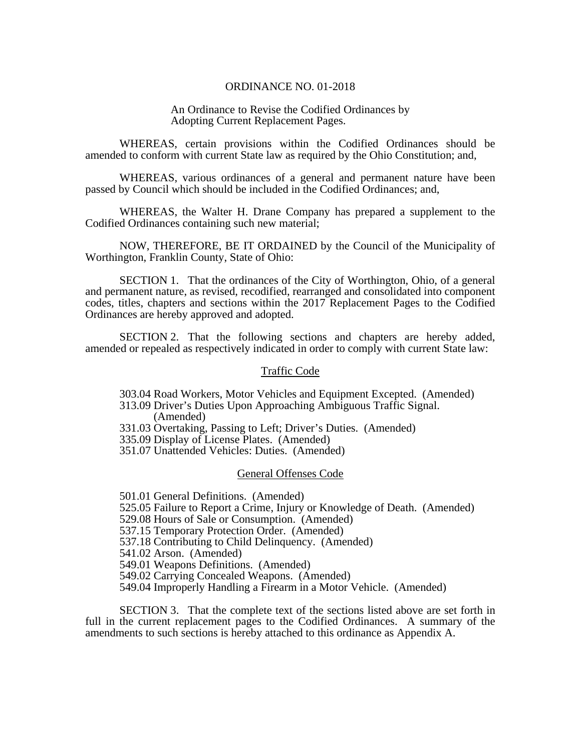# ORDINANCE NO. 01-2018

An Ordinance to Revise the Codified Ordinances by Adopting Current Replacement Pages.

WHEREAS, certain provisions within the Codified Ordinances should be amended to conform with current State law as required by the Ohio Constitution; and,

WHEREAS, various ordinances of a general and permanent nature have been passed by Council which should be included in the Codified Ordinances; and,

WHEREAS, the Walter H. Drane Company has prepared a supplement to the Codified Ordinances containing such new material;

NOW, THEREFORE, BE IT ORDAINED by the Council of the Municipality of Worthington, Franklin County, State of Ohio:

SECTION 1. That the ordinances of the City of Worthington, Ohio, of a general and permanent nature, as revised, recodified, rearranged and consolidated into component codes, titles, chapters and sections within the 2017 Replacement Pages to the Codified Ordinances are hereby approved and adopted.

SECTION 2. That the following sections and chapters are hereby added, amended or repealed as respectively indicated in order to comply with current State law:

<u>Traffic Code</u>

303.04 Road Workers, Motor Vehicles and Equipment Excepted. (Amended)
313.09 Driver's Duties Upon Approaching Ambiguous Traffic Signal. (Amended)
331.03 Overtaking, Passing to Left; Driver's Duties. (Amended)
335.09 Display of License Plates. (Amended)
351.07 Unattended Vehicles: Duties. (Amended)

<u>General Offenses Code</u>

501.01 General Definitions. (Amended)
525.05 Failure to Report a Crime, Injury or Knowledge of Death. (Amended)
529.08 Hours of Sale or Consumption. (Amended)
537.15 Temporary Protection Order. (Amended)
537.18 Contributing to Child Delinquency. (Amended)
541.02 Arson. (Amended)
549.01 Weapons Definitions. (Amended)
549.02 Carrying Concealed Weapons. (Amended)
549.04 Improperly Handling a Firearm in a Motor Vehicle. (Amended)

SECTION 3. That the complete text of the sections listed above are set forth in full in the current replacement pages to the Codified Ordinances. A summary of the amendments to such sections is hereby attached to this ordinance as Appendix A.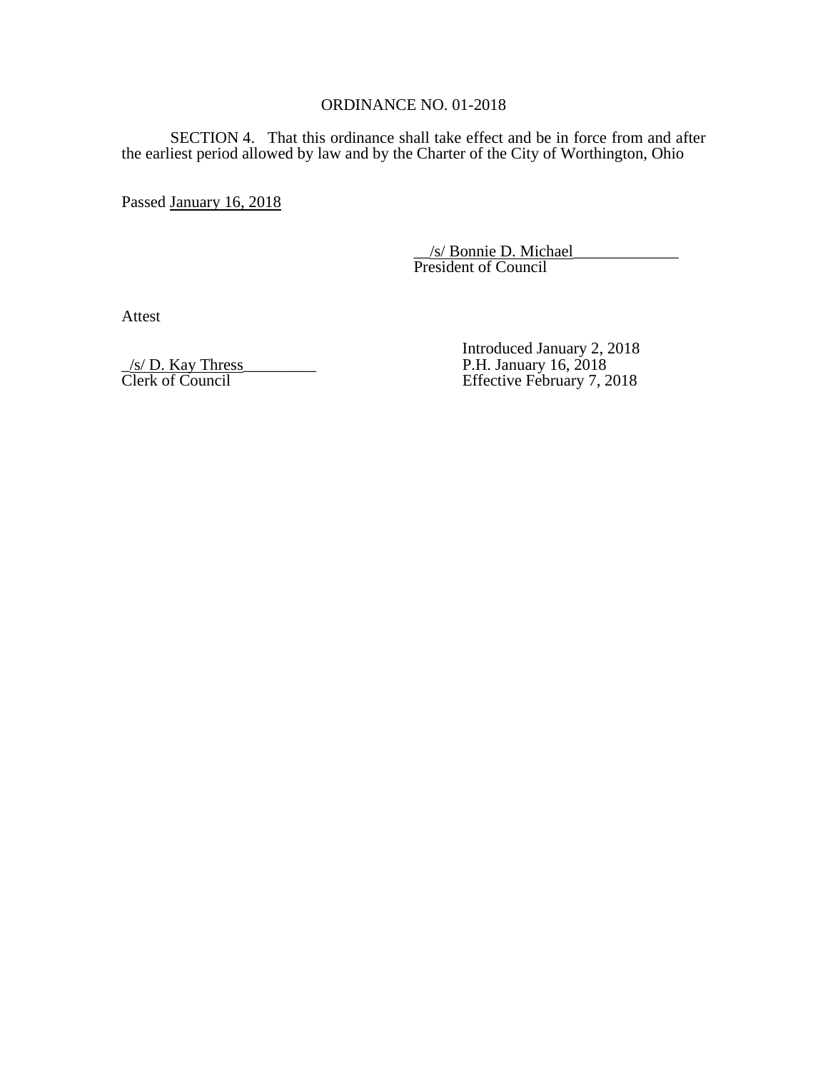ORDINANCE NO. 01-2018

SECTION 4. That this ordinance shall take effect and be in force from and after the earliest period allowed by law and by the Charter of the City of Worthington, Ohio

Passed January 16, 2018

__/s/ Bonnie D. Michael_____________
President of Council

Attest

_/s/ D. Kay Thress_________
Clerk of Council

Introduced January 2, 2018
P.H. January 16, 2018
Effective February 7, 2018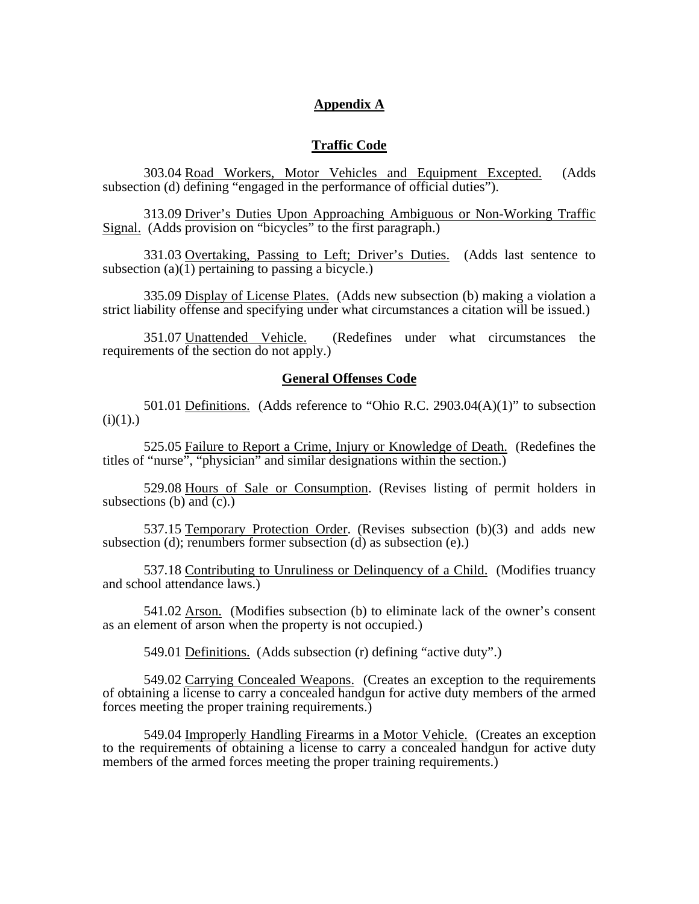## Appendix A

### Traffic Code

303.04 Road Workers, Motor Vehicles and Equipment Excepted. (Adds subsection (d) defining "engaged in the performance of official duties").

313.09 Driver's Duties Upon Approaching Ambiguous or Non-Working Traffic Signal. (Adds provision on "bicycles" to the first paragraph.)

331.03 Overtaking, Passing to Left; Driver's Duties. (Adds last sentence to subsection (a)(1) pertaining to passing a bicycle.)

335.09 Display of License Plates. (Adds new subsection (b) making a violation a strict liability offense and specifying under what circumstances a citation will be issued.)

351.07 Unattended Vehicle. (Redefines under what circumstances the requirements of the section do not apply.)

### General Offenses Code

501.01 Definitions. (Adds reference to "Ohio R.C. 2903.04(A)(1)" to subsection (i)(1).)

525.05 Failure to Report a Crime, Injury or Knowledge of Death. (Redefines the titles of "nurse", "physician" and similar designations within the section.)

529.08 Hours of Sale or Consumption. (Revises listing of permit holders in subsections (b) and (c).)

537.15 Temporary Protection Order. (Revises subsection (b)(3) and adds new subsection (d); renumbers former subsection (d) as subsection (e).)

537.18 Contributing to Unruliness or Delinquency of a Child. (Modifies truancy and school attendance laws.)

541.02 Arson. (Modifies subsection (b) to eliminate lack of the owner's consent as an element of arson when the property is not occupied.)

549.01 Definitions. (Adds subsection (r) defining "active duty".)

549.02 Carrying Concealed Weapons. (Creates an exception to the requirements of obtaining a license to carry a concealed handgun for active duty members of the armed forces meeting the proper training requirements.)

549.04 Improperly Handling Firearms in a Motor Vehicle. (Creates an exception to the requirements of obtaining a license to carry a concealed handgun for active duty members of the armed forces meeting the proper training requirements.)